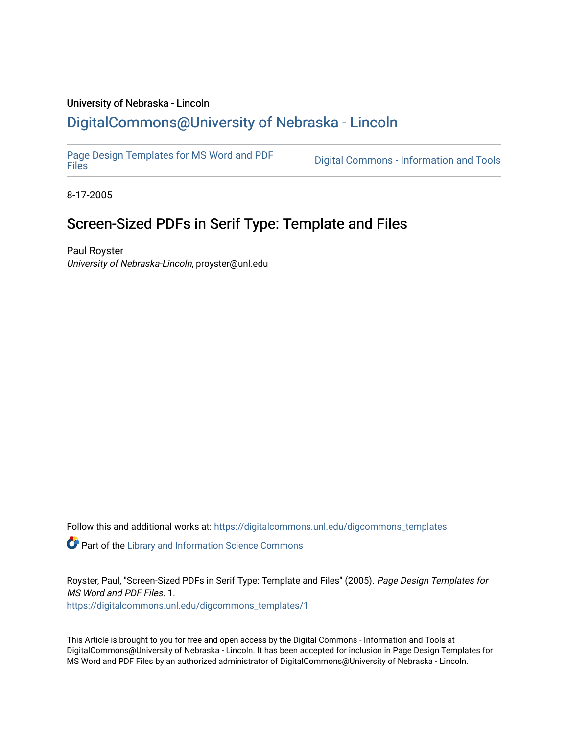University of Nebraska - Lincoln

# DigitalCommons@University of Nebraska - Lincoln

Page Design Templates for MS Word and PDF Files

Digital Commons - Information and Tools

8-17-2005

## Screen-Sized PDFs in Serif Type: Template and Files

Paul Royster
*University of Nebraska-Lincoln*, proyster@unl.edu

Follow this and additional works at: https://digitalcommons.unl.edu/digcommons_templates

Part of the Library and Information Science Commons

Royster, Paul, "Screen-Sized PDFs in Serif Type: Template and Files" (2005). *Page Design Templates for MS Word and PDF Files*. 1.
https://digitalcommons.unl.edu/digcommons_templates/1

This Article is brought to you for free and open access by the Digital Commons - Information and Tools at DigitalCommons@University of Nebraska - Lincoln. It has been accepted for inclusion in Page Design Templates for MS Word and PDF Files by an authorized administrator of DigitalCommons@University of Nebraska - Lincoln.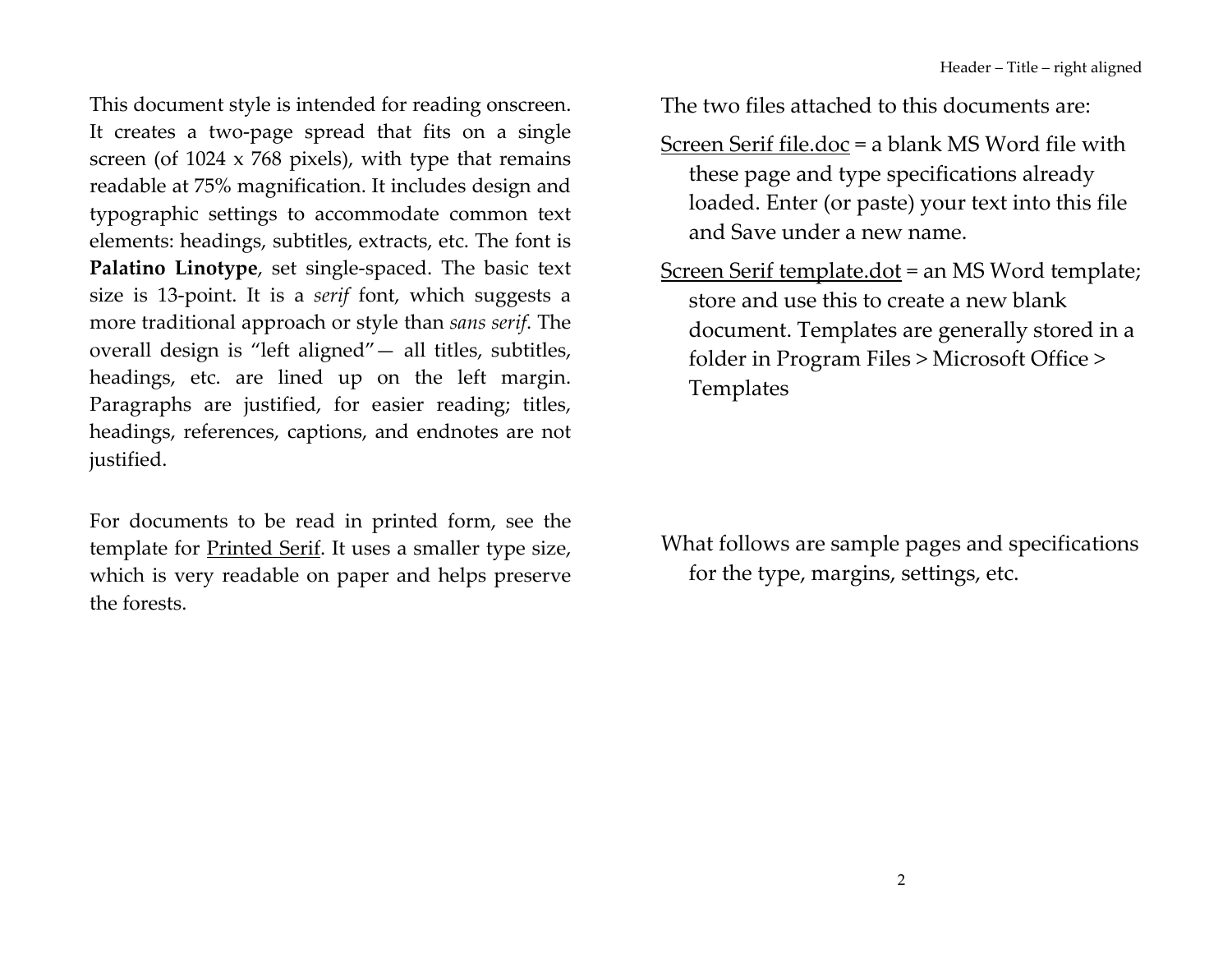This document style is intended for reading onscreen. It creates a two-page spread that fits on a single screen (of 1024 x 768 pixels), with type that remains readable at 75% magnification. It includes design and typographic settings to accommodate common text elements: headings, subtitles, extracts, etc. The font is **Palatino Linotype**, set single-spaced. The basic text size is 13-point. It is a *serif* font, which suggests a more traditional approach or style than *sans serif*. The overall design is "left aligned"— all titles, subtitles, headings, etc. are lined up on the left margin. Paragraphs are justified, for easier reading; titles, headings, references, captions, and endnotes are not justified.

For documents to be read in printed form, see the template for Printed Serif. It uses a smaller type size, which is very readable on paper and helps preserve the forests.

The two files attached to this documents are:

Screen Serif file.doc = a blank MS Word file with these page and type specifications already loaded. Enter (or paste) your text into this file and Save under a new name.

Screen Serif template.dot = an MS Word template; store and use this to create a new blank document. Templates are generally stored in a folder in Program Files > Microsoft Office > Templates

What follows are sample pages and specifications for the type, margins, settings, etc.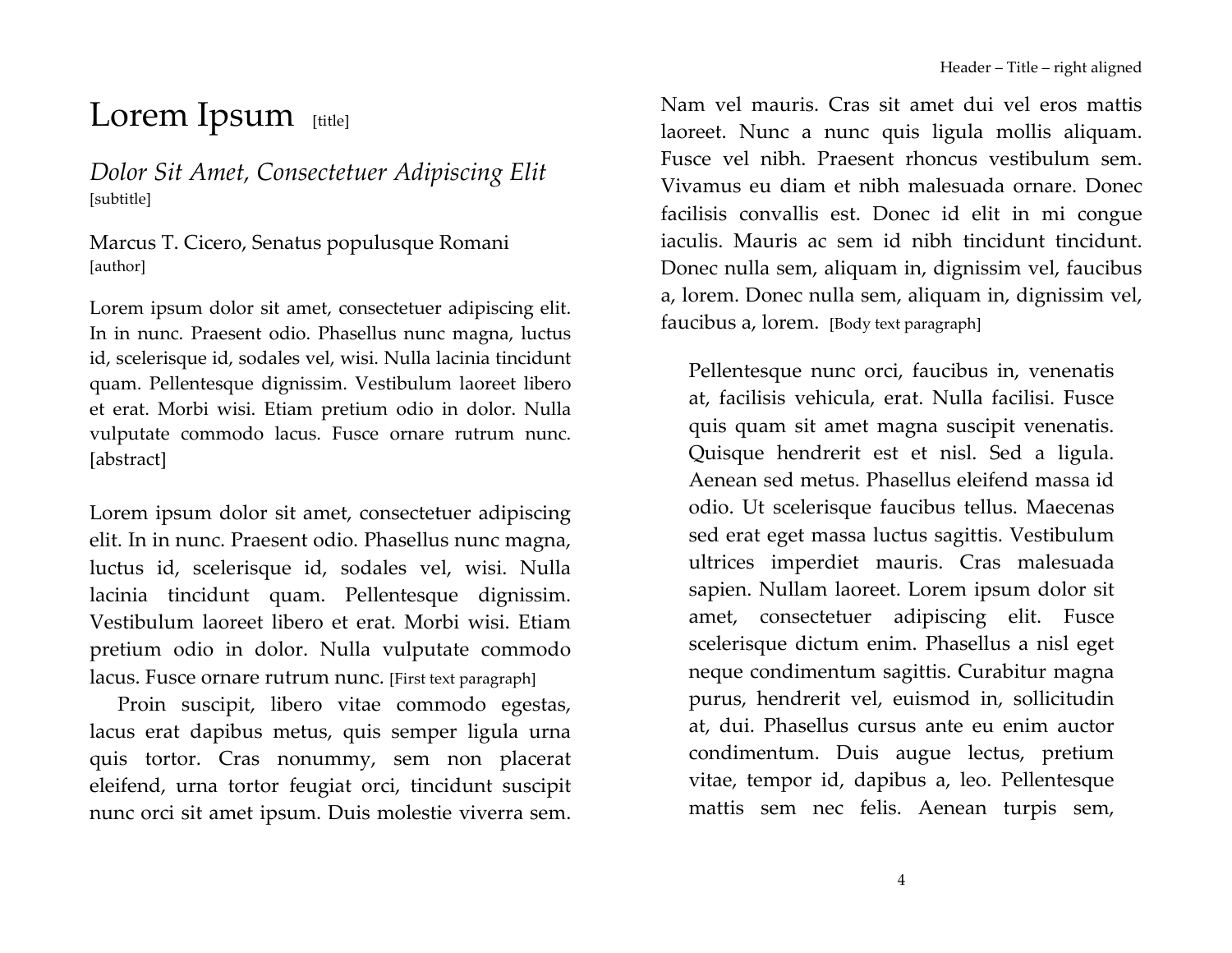# Lorem Ipsum [title]

*Dolor Sit Amet, Consectetuer Adipiscing Elit* [subtitle]

Marcus T. Cicero, Senatus populusque Romani [author]

Lorem ipsum dolor sit amet, consectetuer adipiscing elit. In in nunc. Praesent odio. Phasellus nunc magna, luctus id, scelerisque id, sodales vel, wisi. Nulla lacinia tincidunt quam. Pellentesque dignissim. Vestibulum laoreet libero et erat. Morbi wisi. Etiam pretium odio in dolor. Nulla vulputate commodo lacus. Fusce ornare rutrum nunc. [abstract]

Lorem ipsum dolor sit amet, consectetuer adipiscing elit. In in nunc. Praesent odio. Phasellus nunc magna, luctus id, scelerisque id, sodales vel, wisi. Nulla lacinia tincidunt quam. Pellentesque dignissim. Vestibulum laoreet libero et erat. Morbi wisi. Etiam pretium odio in dolor. Nulla vulputate commodo lacus. Fusce ornare rutrum nunc. [First text paragraph]

Proin suscipit, libero vitae commodo egestas, lacus erat dapibus metus, quis semper ligula urna quis tortor. Cras nonummy, sem non placerat eleifend, urna tortor feugiat orci, tincidunt suscipit nunc orci sit amet ipsum. Duis molestie viverra sem. Nam vel mauris. Cras sit amet dui vel eros mattis laoreet. Nunc a nunc quis ligula mollis aliquam. Fusce vel nibh. Praesent rhoncus vestibulum sem. Vivamus eu diam et nibh malesuada ornare. Donec facilisis convallis est. Donec id elit in mi congue iaculis. Mauris ac sem id nibh tincidunt tincidunt. Donec nulla sem, aliquam in, dignissim vel, faucibus a, lorem. Donec nulla sem, aliquam in, dignissim vel, faucibus a, lorem. [Body text paragraph]

> Pellentesque nunc orci, faucibus in, venenatis at, facilisis vehicula, erat. Nulla facilisi. Fusce quis quam sit amet magna suscipit venenatis. Quisque hendrerit est et nisl. Sed a ligula. Aenean sed metus. Phasellus eleifend massa id odio. Ut scelerisque faucibus tellus. Maecenas sed erat eget massa luctus sagittis. Vestibulum ultrices imperdiet mauris. Cras malesuada sapien. Nullam laoreet. Lorem ipsum dolor sit amet, consectetuer adipiscing elit. Fusce scelerisque dictum enim. Phasellus a nisl eget neque condimentum sagittis. Curabitur magna purus, hendrerit vel, euismod in, sollicitudin at, dui. Phasellus cursus ante eu enim auctor condimentum. Duis augue lectus, pretium vitae, tempor id, dapibus a, leo. Pellentesque mattis sem nec felis. Aenean turpis sem,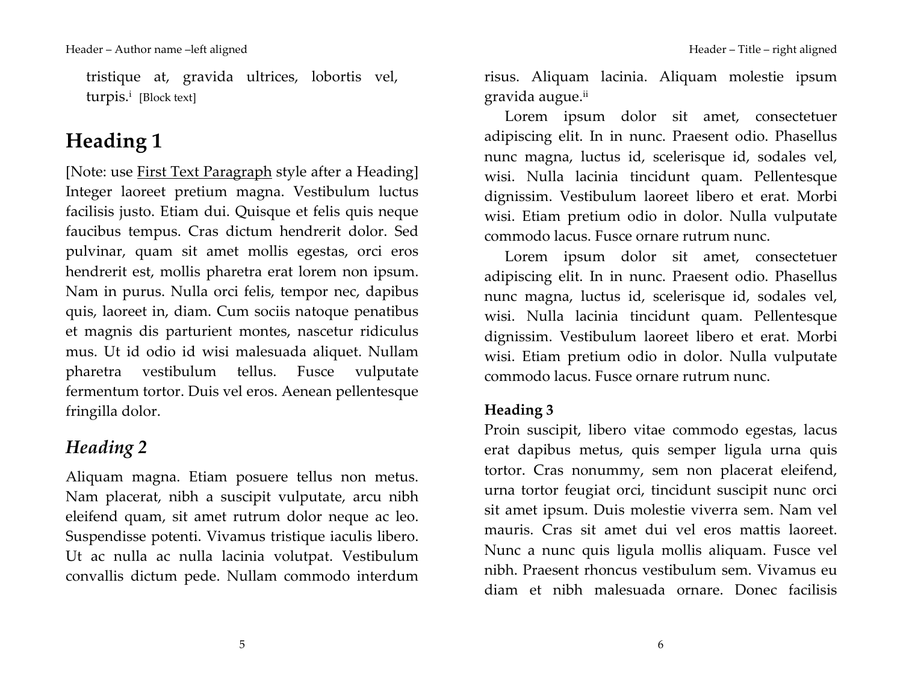tristique at, gravida ultrices, lobortis vel, turpis.[i] [Block text]

# Heading 1

[Note: use First Text Paragraph style after a Heading] Integer laoreet pretium magna. Vestibulum luctus facilisis justo. Etiam dui. Quisque et felis quis neque faucibus tempus. Cras dictum hendrerit dolor. Sed pulvinar, quam sit amet mollis egestas, orci eros hendrerit est, mollis pharetra erat lorem non ipsum. Nam in purus. Nulla orci felis, tempor nec, dapibus quis, laoreet in, diam. Cum sociis natoque penatibus et magnis dis parturient montes, nascetur ridiculus mus. Ut id odio id wisi malesuada aliquet. Nullam pharetra vestibulum tellus. Fusce vulputate fermentum tortor. Duis vel eros. Aenean pellentesque fringilla dolor.

## *Heading 2*

Aliquam magna. Etiam posuere tellus non metus. Nam placerat, nibh a suscipit vulputate, arcu nibh eleifend quam, sit amet rutrum dolor neque ac leo. Suspendisse potenti. Vivamus tristique iaculis libero. Ut ac nulla ac nulla lacinia volutpat. Vestibulum convallis dictum pede. Nullam commodo interdum risus. Aliquam lacinia. Aliquam molestie ipsum gravida augue.[ii]

Lorem ipsum dolor sit amet, consectetuer adipiscing elit. In in nunc. Praesent odio. Phasellus nunc magna, luctus id, scelerisque id, sodales vel, wisi. Nulla lacinia tincidunt quam. Pellentesque dignissim. Vestibulum laoreet libero et erat. Morbi wisi. Etiam pretium odio in dolor. Nulla vulputate commodo lacus. Fusce ornare rutrum nunc.

Lorem ipsum dolor sit amet, consectetuer adipiscing elit. In in nunc. Praesent odio. Phasellus nunc magna, luctus id, scelerisque id, sodales vel, wisi. Nulla lacinia tincidunt quam. Pellentesque dignissim. Vestibulum laoreet libero et erat. Morbi wisi. Etiam pretium odio in dolor. Nulla vulputate commodo lacus. Fusce ornare rutrum nunc.

### Heading 3

Proin suscipit, libero vitae commodo egestas, lacus erat dapibus metus, quis semper ligula urna quis tortor. Cras nonummy, sem non placerat eleifend, urna tortor feugiat orci, tincidunt suscipit nunc orci sit amet ipsum. Duis molestie viverra sem. Nam vel mauris. Cras sit amet dui vel eros mattis laoreet. Nunc a nunc quis ligula mollis aliquam. Fusce vel nibh. Praesent rhoncus vestibulum sem. Vivamus eu diam et nibh malesuada ornare. Donec facilisis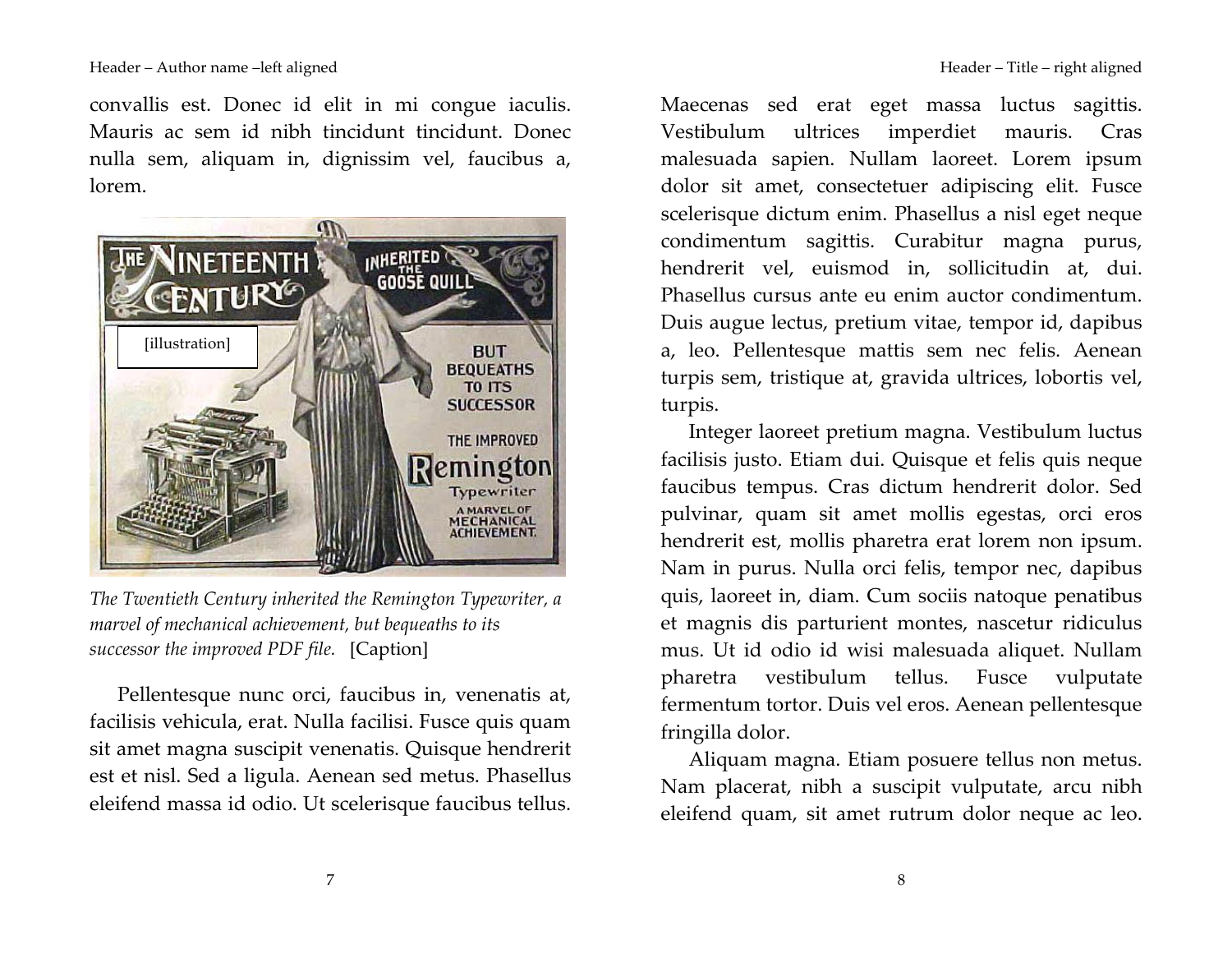convallis est. Donec id elit in mi congue iaculis. Mauris ac sem id nibh tincidunt tincidunt. Donec nulla sem, aliquam in, dignissim vel, faucibus a, lorem.

*The Twentieth Century inherited the Remington Typewriter, a marvel of mechanical achievement, but bequeaths to its successor the improved PDF file.* [Caption]

Pellentesque nunc orci, faucibus in, venenatis at, facilisis vehicula, erat. Nulla facilisi. Fusce quis quam sit amet magna suscipit venenatis. Quisque hendrerit est et nisl. Sed a ligula. Aenean sed metus. Phasellus eleifend massa id odio. Ut scelerisque faucibus tellus. Maecenas sed erat eget massa luctus sagittis. Vestibulum ultrices imperdiet mauris. Cras malesuada sapien. Nullam laoreet. Lorem ipsum dolor sit amet, consectetuer adipiscing elit. Fusce scelerisque dictum enim. Phasellus a nisl eget neque condimentum sagittis. Curabitur magna purus, hendrerit vel, euismod in, sollicitudin at, dui. Phasellus cursus ante eu enim auctor condimentum. Duis augue lectus, pretium vitae, tempor id, dapibus a, leo. Pellentesque mattis sem nec felis. Aenean turpis sem, tristique at, gravida ultrices, lobortis vel, turpis.

Integer laoreet pretium magna. Vestibulum luctus facilisis justo. Etiam dui. Quisque et felis quis neque faucibus tempus. Cras dictum hendrerit dolor. Sed pulvinar, quam sit amet mollis egestas, orci eros hendrerit est, mollis pharetra erat lorem non ipsum. Nam in purus. Nulla orci felis, tempor nec, dapibus quis, laoreet in, diam. Cum sociis natoque penatibus et magnis dis parturient montes, nascetur ridiculus mus. Ut id odio id wisi malesuada aliquet. Nullam pharetra vestibulum tellus. Fusce vulputate fermentum tortor. Duis vel eros. Aenean pellentesque fringilla dolor.

Aliquam magna. Etiam posuere tellus non metus. Nam placerat, nibh a suscipit vulputate, arcu nibh eleifend quam, sit amet rutrum dolor neque ac leo.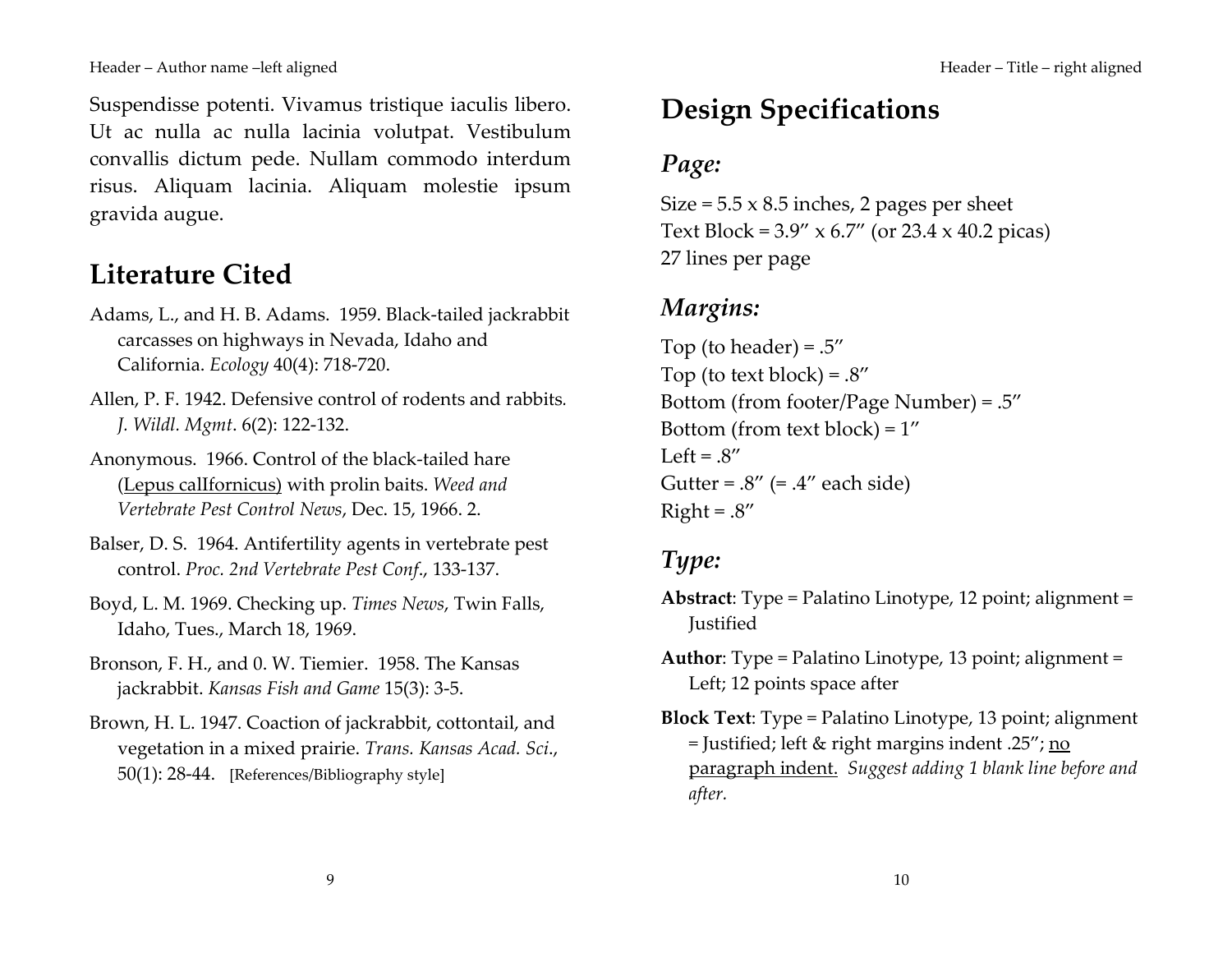Suspendisse potenti. Vivamus tristique iaculis libero. Ut ac nulla ac nulla lacinia volutpat. Vestibulum convallis dictum pede. Nullam commodo interdum risus. Aliquam lacinia. Aliquam molestie ipsum gravida augue.

## Literature Cited

Adams, L., and H. B. Adams. 1959. Black-tailed jackrabbit carcasses on highways in Nevada, Idaho and California. *Ecology* 40(4): 718-720.

Allen, P. F. 1942. Defensive control of rodents and rabbits. *J. Wildl. Mgmt*. 6(2): 122-132.

Anonymous. 1966. Control of the black-tailed hare (<u>Lepus calIfornicus)</u> with prolin baits. *Weed and Vertebrate Pest Control News*, Dec. 15, 1966. 2.

Balser, D. S. 1964. Antifertility agents in vertebrate pest control. *Proc. 2nd Vertebrate Pest Conf*., 133-137.

Boyd, L. M. 1969. Checking up. *Times News*, Twin Falls, Idaho, Tues., March 18, 1969.

Bronson, F. H., and 0. W. Tiemier. 1958. The Kansas jackrabbit. *Kansas Fish and Game* 15(3): 3-5.

Brown, H. L. 1947. Coaction of jackrabbit, cottontail, and vegetation in a mixed prairie. *Trans. Kansas Acad. Sci*., 50(1): 28-44. [References/Bibliography style]

# Design Specifications

## *Page:*

Size = 5.5 x 8.5 inches, 2 pages per sheet
Text Block = 3.9" x 6.7" (or 23.4 x 40.2 picas)
27 lines per page

## *Margins:*

Top (to header) = .5"
Top (to text block) = .8"
Bottom (from footer/Page Number) = .5"
Bottom (from text block) = 1"
Left = .8"
Gutter = .8" (= .4" each side)
Right = .8"

## *Type:*

**Abstract**: Type = Palatino Linotype, 12 point; alignment = Justified

**Author**: Type = Palatino Linotype, 13 point; alignment = Left; 12 points space after

**Block Text**: Type = Palatino Linotype, 13 point; alignment = Justified; left & right margins indent .25"; <u>no paragraph indent.</u> *Suggest adding 1 blank line before and after.*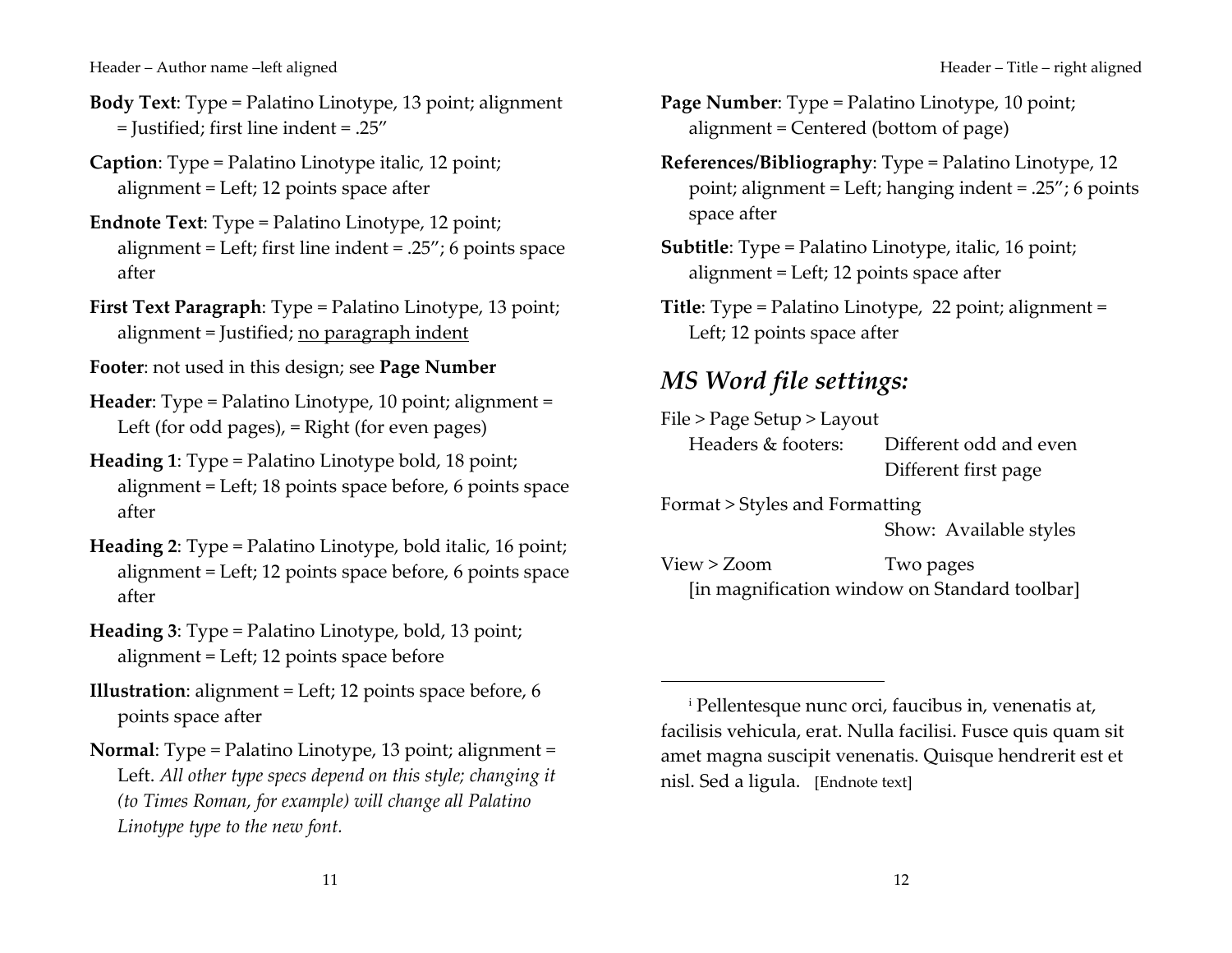**Body Text**: Type = Palatino Linotype, 13 point; alignment = Justified; first line indent = .25"

**Caption**: Type = Palatino Linotype italic, 12 point; alignment = Left; 12 points space after

**Endnote Text**: Type = Palatino Linotype, 12 point; alignment = Left; first line indent = .25"; 6 points space after

**First Text Paragraph**: Type = Palatino Linotype, 13 point; alignment = Justified; <u>no paragraph indent</u>

**Footer**: not used in this design; see **Page Number**

**Header**: Type = Palatino Linotype, 10 point; alignment = Left (for odd pages), = Right (for even pages)

**Heading 1**: Type = Palatino Linotype bold, 18 point; alignment = Left; 18 points space before, 6 points space after

**Heading 2**: Type = Palatino Linotype, bold italic, 16 point; alignment = Left; 12 points space before, 6 points space after

**Heading 3**: Type = Palatino Linotype, bold, 13 point; alignment = Left; 12 points space before

**Illustration**: alignment = Left; 12 points space before, 6 points space after

**Normal**: Type = Palatino Linotype, 13 point; alignment = Left. *All other type specs depend on this style; changing it (to Times Roman, for example) will change all Palatino Linotype type to the new font.*

**Page Number**: Type = Palatino Linotype, 10 point; alignment = Centered (bottom of page)

**References/Bibliography**: Type = Palatino Linotype, 12 point; alignment = Left; hanging indent = .25"; 6 points space after

**Subtitle**: Type = Palatino Linotype, italic, 16 point; alignment = Left; 12 points space after

**Title**: Type = Palatino Linotype, 22 point; alignment = Left; 12 points space after

## *MS Word file settings:*

File > Page Setup > Layout
Headers & footers: Different odd and even
Different first page

Format > Styles and Formatting
Show: Available styles

View > Zoom Two pages
[in magnification window on Standard toolbar]

---

[i] Pellentesque nunc orci, faucibus in, venenatis at, facilisis vehicula, erat. Nulla facilisi. Fusce quis quam sit amet magna suscipit venenatis. Quisque hendrerit est et nisl. Sed a ligula. [Endnote text]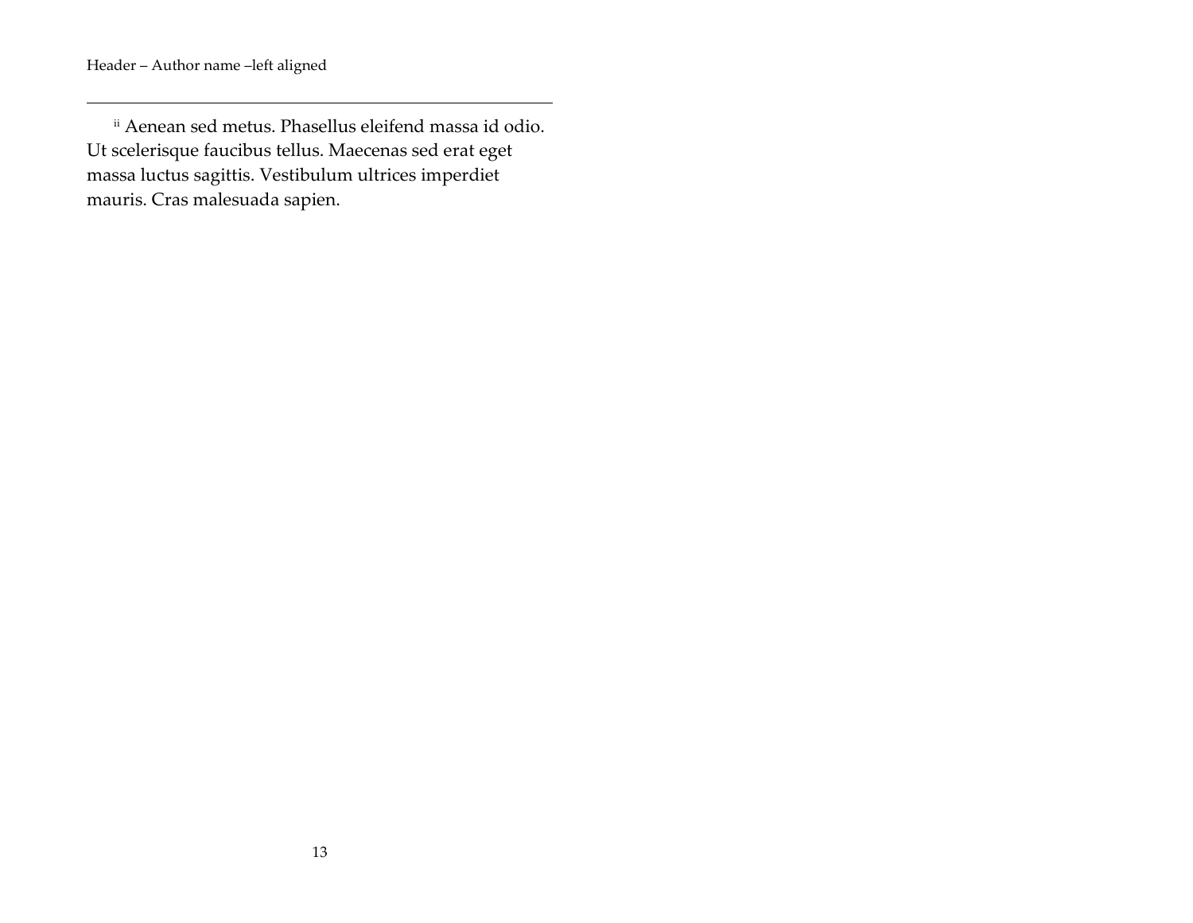[ii] Aenean sed metus. Phasellus eleifend massa id odio. Ut scelerisque faucibus tellus. Maecenas sed erat eget massa luctus sagittis. Vestibulum ultrices imperdiet mauris. Cras malesuada sapien.